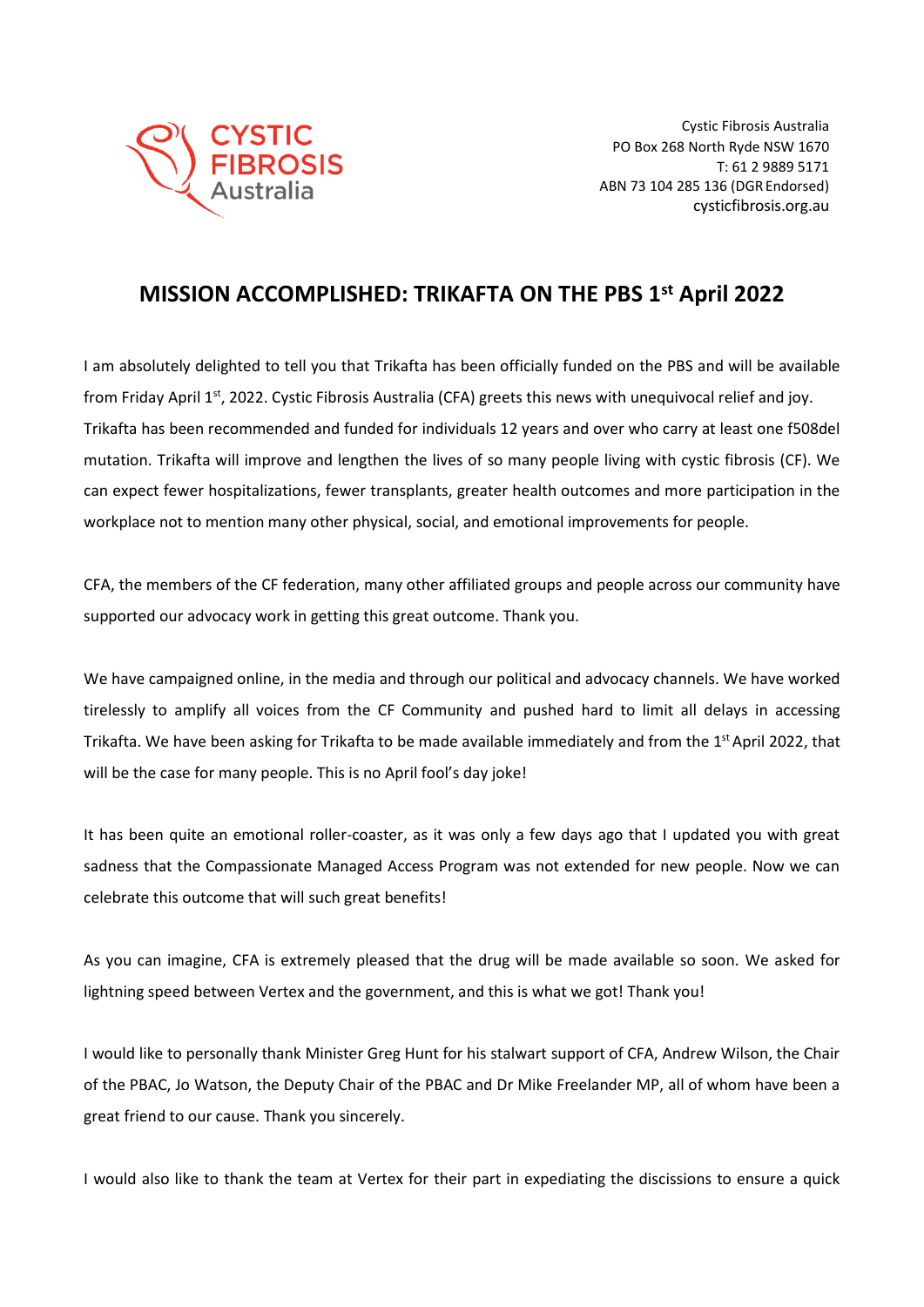Cystic Fibrosis Australia
PO Box 268 North Ryde NSW 1670
T: 61 2 9889 5171
ABN 73 104 285 136 (DGR Endorsed)
cysticfibrosis.org.au

# MISSION ACCOMPLISHED: TRIKAFTA ON THE PBS 1st April 2022

I am absolutely delighted to tell you that Trikafta has been officially funded on the PBS and will be available from Friday April 1st, 2022. Cystic Fibrosis Australia (CFA) greets this news with unequivocal relief and joy. Trikafta has been recommended and funded for individuals 12 years and over who carry at least one f508del mutation. Trikafta will improve and lengthen the lives of so many people living with cystic fibrosis (CF). We can expect fewer hospitalizations, fewer transplants, greater health outcomes and more participation in the workplace not to mention many other physical, social, and emotional improvements for people.

CFA, the members of the CF federation, many other affiliated groups and people across our community have supported our advocacy work in getting this great outcome. Thank you.

We have campaigned online, in the media and through our political and advocacy channels. We have worked tirelessly to amplify all voices from the CF Community and pushed hard to limit all delays in accessing Trikafta. We have been asking for Trikafta to be made available immediately and from the 1st April 2022, that will be the case for many people. This is no April fool's day joke!

It has been quite an emotional roller-coaster, as it was only a few days ago that I updated you with great sadness that the Compassionate Managed Access Program was not extended for new people. Now we can celebrate this outcome that will such great benefits!

As you can imagine, CFA is extremely pleased that the drug will be made available so soon. We asked for lightning speed between Vertex and the government, and this is what we got! Thank you!

I would like to personally thank Minister Greg Hunt for his stalwart support of CFA, Andrew Wilson, the Chair of the PBAC, Jo Watson, the Deputy Chair of the PBAC and Dr Mike Freelander MP, all of whom have been a great friend to our cause. Thank you sincerely.

I would also like to thank the team at Vertex for their part in expediating the discissions to ensure a quick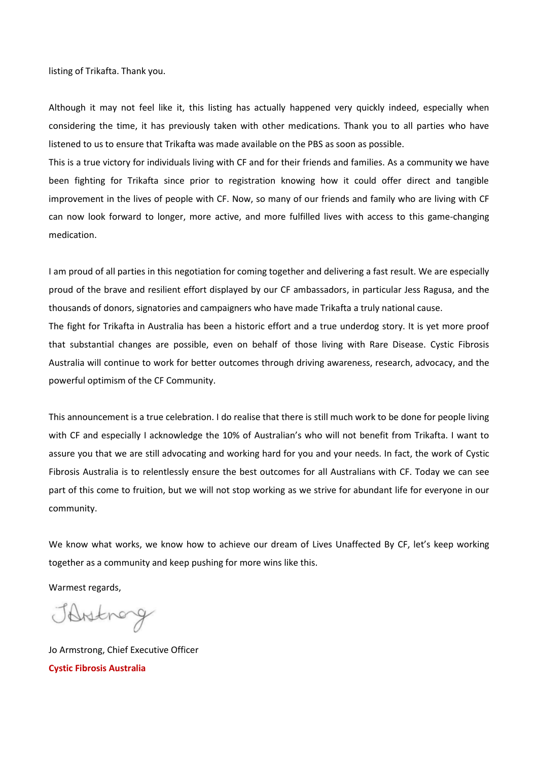listing of Trikafta. Thank you.

Although it may not feel like it, this listing has actually happened very quickly indeed, especially when considering the time, it has previously taken with other medications. Thank you to all parties who have listened to us to ensure that Trikafta was made available on the PBS as soon as possible.

This is a true victory for individuals living with CF and for their friends and families. As a community we have been fighting for Trikafta since prior to registration knowing how it could offer direct and tangible improvement in the lives of people with CF. Now, so many of our friends and family who are living with CF can now look forward to longer, more active, and more fulfilled lives with access to this game-changing medication.

I am proud of all parties in this negotiation for coming together and delivering a fast result. We are especially proud of the brave and resilient effort displayed by our CF ambassadors, in particular Jess Ragusa, and the thousands of donors, signatories and campaigners who have made Trikafta a truly national cause.

The fight for Trikafta in Australia has been a historic effort and a true underdog story. It is yet more proof that substantial changes are possible, even on behalf of those living with Rare Disease. Cystic Fibrosis Australia will continue to work for better outcomes through driving awareness, research, advocacy, and the powerful optimism of the CF Community.

This announcement is a true celebration. I do realise that there is still much work to be done for people living with CF and especially I acknowledge the 10% of Australian's who will not benefit from Trikafta. I want to assure you that we are still advocating and working hard for you and your needs. In fact, the work of Cystic Fibrosis Australia is to relentlessly ensure the best outcomes for all Australians with CF. Today we can see part of this come to fruition, but we will not stop working as we strive for abundant life for everyone in our community.

We know what works, we know how to achieve our dream of Lives Unaffected By CF, let's keep working together as a community and keep pushing for more wins like this.

Warmest regards,

JArmstrong

Jo Armstrong, Chief Executive Officer

**Cystic Fibrosis Australia**